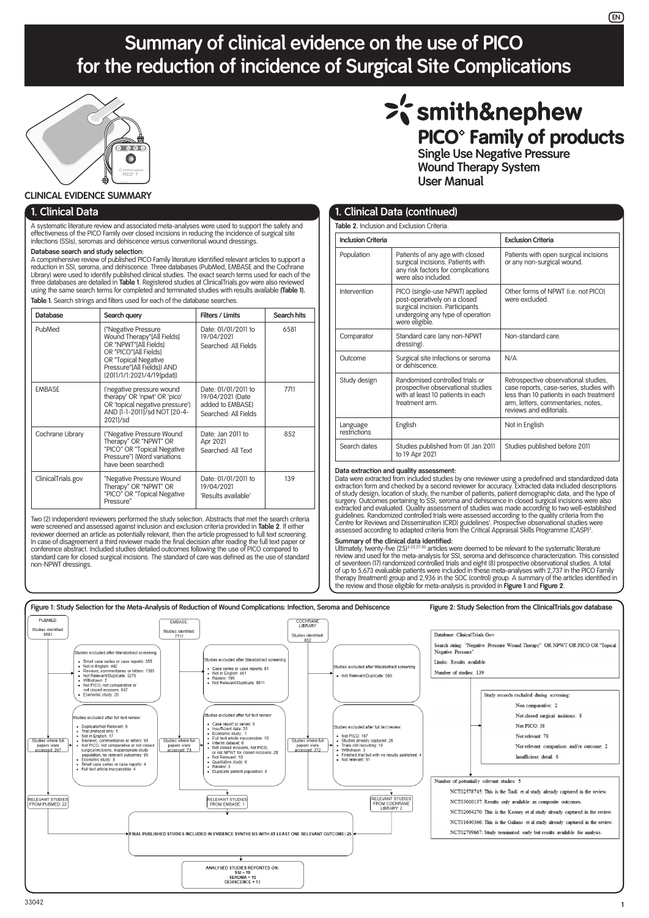# Summary of clinical evidence on the use of PICO for the reduction of incidence of Surgical Site Complications

smith&nephew

**PICO◊ Family of products**

**Single Use Negative Pressure Wound Therapy System**

**User Manual**

**CLINICAL EVIDENCE SUMMARY**

## 1. Clinical Data

A systematic literature review and associated meta-analyses were used to support the safety and effectiveness of the PICO Family over closed incisions in reducing the incidence of surgical site infections (SSIs), seromas and dehiscence versus conventional wound dressings.

### Database search and study selection:

A comprehensive review of published PICO Family literature identified relevant articles to support a reduction in SSI, seroma, and dehiscence. Three databases (PubMed, EMBASE and the Cochrane Library) were used to identify published clinical studies. The exact search terms used for each of the three databases are detailed in **Table 1**. Registered studies at ClinicalTrials.gov were also reviewed using the same search terms for completed and terminated studies with results available **(Table 1)**.

**Table 1.** Search strings and filters used for each of the database searches.

| Database | Search query | Filters / Limits | Search hits |
|---|---|---|---|
| PubMed | ("Negative Pressure Wound Therapy"[All Fields] OR "NPWT"[All Fields] OR "PICO"[All Fields] OR "Topical Negative Pressure"[All Fields]) AND (2011/1/1:2021/4/19[pdat]) | Date: 01/01/2011 to 19/04/2021 Searched: All Fields | 6581 |
| EMBASE | ('negative pressure wound therapy' OR 'npwt' OR 'pico' OR 'topical negative pressure') AND [1-1-2011]/sd NOT [20-4-2021]/sd | Date: 01/01/2011 to 19/04/2021 (Date added to EMBASE) Searched: All Fields | 7711 |
| Cochrane Library | ("Negative Pressure Wound Therapy" OR "NPWT" OR "PICO" OR "Topical Negative Pressure") (Word variations have been searched) | Date: Jan 2011 to Apr 2021 Searched: All Text | 852 |
| ClinicalTrials.gov | "Negative Pressure Wound Therapy" OR "NPWT" OR "PICO" OR "Topical Negative Pressure" | Date: 01/01/2011 to 19/04/2021 'Results available' | 139 |

Two (2) independent reviewers performed the study selection. Abstracts that met the search criteria were screened and assessed against inclusion and exclusion criteria provided in **Table 2**. If either reviewer deemed an article as potentially relevant, then the article progressed to full text screening. In case of disagreement a third reviewer made the final decision after reading the full text paper or conference abstract. Included studies detailed outcomes following the use of PICO compared to standard care for closed surgical incisions. The standard of care was defined as the use of standard non-NPWT dressings.

## 1. Clinical Data (continued)

**Table 2.** Inclusion and Exclusion Criteria.

| | Inclusion Criteria | Exclusion Criteria |
|---|---|---|
| Population | Patients of any age with closed surgical incisions. Patients with any risk factors for complications were also included. | Patients with open surgical incisions or any non-surgical wound. |
| Intervention | PICO (single-use NPWT) applied post-operatively on a closed surgical incision. Participants undergoing any type of operation were eligible. | Other forms of NPWT (i.e. not PICO) were excluded. |
| Comparator | Standard care (any non-NPWT dressing). | Non-standard care. |
| Outcome | Surgical site infections or seroma or dehiscence. | N/A |
| Study design | Randomised controlled trials or prospective observational studies with at least 10 patients in each treatment arm. | Retrospective observational studies, case reports, case-series, studies with less than 10 patients in each treatment arm, letters, commentaries, notes, reviews and editorials. |
| Language restrictions | English | Not in English |
| Search dates | Studies published from 01 Jan 2011 to 19 Apr 2021 | Studies published before 2011 |

### Data extraction and quality assessment:

Data were extracted from included studies by one reviewer using a predefined and standardized data extraction form and checked by a second reviewer for accuracy. Extracted data included descriptions of study design, location of study, the number of patients, patient demographic data, and the type of surgery. Outcomes pertaining to SSI, seroma and dehiscence in closed surgical incisions were also extracted and evaluated. Quality assessment of studies was made according to two well-established guidelines. Randomized controlled trials were assessed according to the quality criteria from the Centre for Reviews and Dissemination (CRD) guidelines[1]. Prospective observational studies were assessed according to adapted criteria from the Critical Appraisal Skills Programme (CASP)[2].

### Summary of the clinical data identified:

Ultimately, twenty-five (25)[3-23,27-30] articles were deemed to be relevant to the systematic literature review and used for the meta-analysis for SSI, seroma and dehiscence characterization. This consisted of seventeen (17) randomized controlled trials and eight (8) prospective observational studies. A total of up to 5,673 evaluable patients were included in these meta-analyses with 2,737 in the PICO Family therapy (treatment) group and 2,936 in the SOC (control) group. A summary of the articles identified in the review and those eligible for meta-analysis is provided in **Figure 1** and **Figure 2**.

**Figure 1: Study Selection for the Meta-Analysis of Reduction of Wound Complications: Infection, Seroma and Dehiscence**

PUBMED: Studies identified: 6581

Studies excluded after title/abstract screening:
- Small case series or case reports: 355
- Not in English: 442
- Reviews, commentaries or letters: 1385
- Not Relevant/Duplicate: 3278
- Withdrawn: 2
- Not PICO, not comparative or not closed incisions: 947
- Economic study: 20

Studies where full papers were accessed: 247

Studies excluded after full text review:
- Duplicate/Not Relevant: 6
- Trial protocol only: 1
- Not in English: 17
- Reviews, commentaries or letters: 95
- Not PICO, not comparative or not closed surgical incisions, inappropriate study population, no relevant outcomes: 95
- Economic study: 3
- Small case series or case reports: 4
- Full text article inaccessible: 4

RELEVANT STUDIES FROM PUBMED: 22

EMBASE: Studies identified: 7711

Studies excluded after title/abstract screening:
- Case series or case reports: 81
- Not in English: 451
- Review: 195
- Not Relevant/Duplicate: 6911

Studies where full papers were accessed: 73

Studies excluded after full text review:
- Case report or series: 0
- Insufficient data: 20
- Economic study: 1
- Full text article inaccessible: 10
- Interim dataset: 0
- Not closed incisions, not PICO, or not NPWT for closed incisions: 28
- Not Relevant: 10
- Qualitative study: 0
- Review: 3
- Duplicate patient population: 0

RELEVANT STUDIES FROM EMBASE: 1

COCHRANE LIBRARY: Studies identified: 852

Studies excluded after title/abstract screening:
- Not Relevant/Duplicate: 580

Studies where full papers were accessed: 272

Studies excluded after full text review:
- Not PICO: 167
- Studies already captured: 26
- Trials still recruiting: 19
- Withdrawn: 3
- Finished trial but with no results published: 4
- Not relevant: 51

RELEVANT STUDIES FROM COCHRANE LIBRARY: 2

FINAL PUBLISHED STUDIES INCLUDED IN EVIDENCE SYNTHESIS WITH AT LEAST ONE RELEVANT OUTCOME: 25

ANALYSED STUDIES REPORTED ON: SSI = 19, SEROMA = 10, DEHISCENCE = 13

**Figure 2: Study Selection from the ClinicalTrials.gov database**

Database: ClinicalTrials.Gov

Search string: "Negative Pressure Wound Therapy" OR NPWT OR PICO OR "Topical Negative Pressure"

Limits: Results available

Number of studies: 139

Study records excluded during screening:
- Non comparative: 2
- Not closed surgical incisions: 8
- Not PICO: 38
- Not relevant: 78
- Not relevant comparison and/or outcome: 2
- Insufficient detail: 6

Number of potentially relevant studies: 5
- NCT02578745: This is the Tuuli et al study already captured in the review.
- NCT03010137: Results only available as composite outcomes.
- NCT02064270: This is the Keeney et al study already captured in the review.
- NCT01640366: This is the Galiano et al study already captured in the review.
- NCT02799667: Study terminated early but results available for analysis.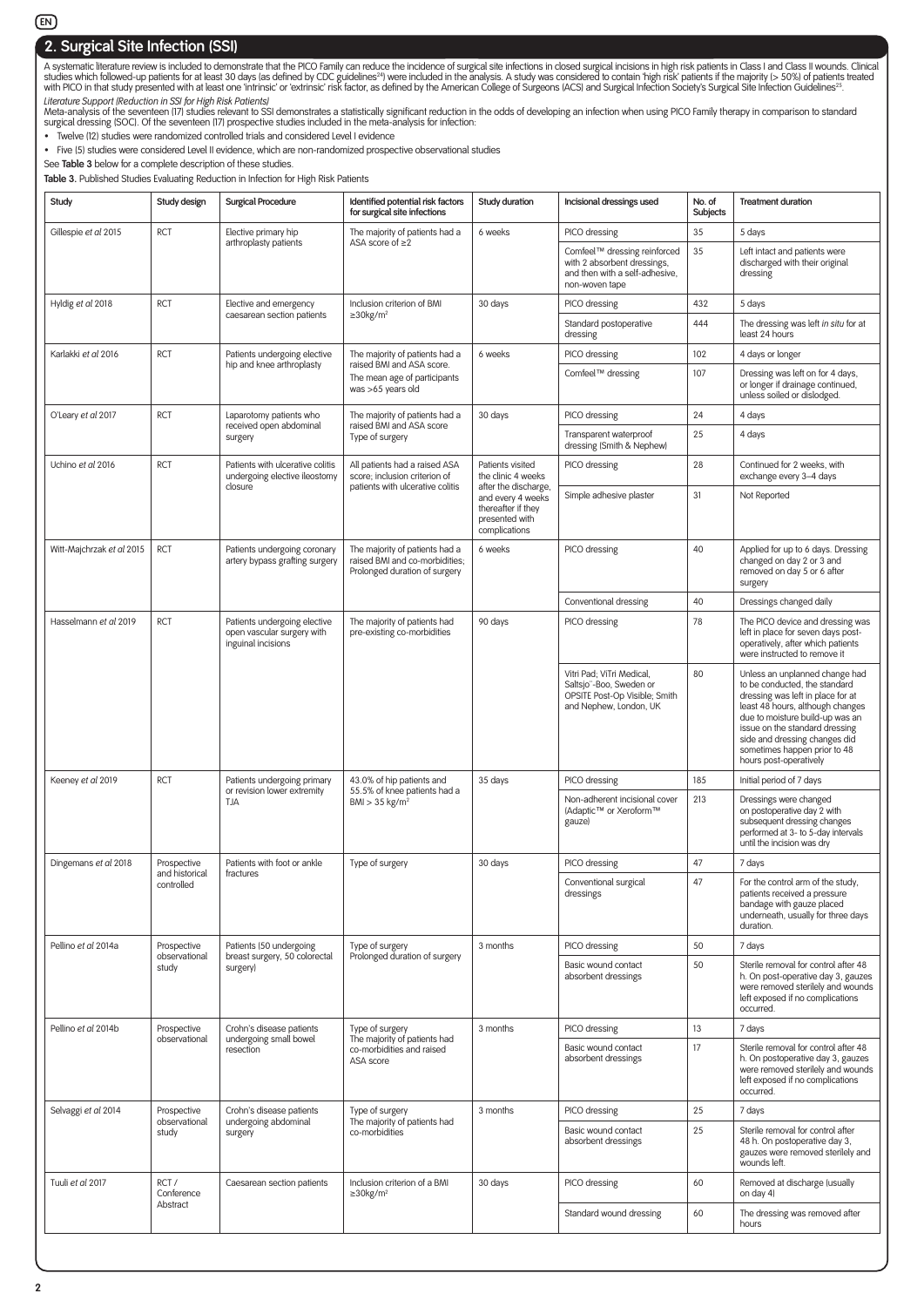## 2. Surgical Site Infection (SSI)

A systematic literature review is included to demonstrate that the PICO Family can reduce the incidence of surgical site infections in closed surgical incisions in high risk patients in Class I and Class II wounds. Clinical studies which followed-up patients for at least 30 days (as defined by CDC guidelines[24]) were included in the analysis. A study was considered to contain 'high risk' patients if the majority (> 50%) of patients treated with PICO in that study presented with at least one 'intrinsic' or 'extrinsic' risk factor, as defined by the American College of Surgeons (ACS) and Surgical Infection Society's Surgical Site Infection Guidelines[25].

*Literature Support (Reduction in SSI for High Risk Patients)*

Meta-analysis of the seventeen (17) studies relevant to SSI demonstrates a statistically significant reduction in the odds of developing an infection when using PICO Family therapy in comparison to standard surgical dressing (SOC). Of the seventeen (17) prospective studies included in the meta-analysis for infection:

- Twelve (12) studies were randomized controlled trials and considered Level I evidence
- Five (5) studies were considered Level II evidence, which are non-randomized prospective observational studies

See **Table 3** below for a complete description of these studies.

**Table 3.** Published Studies Evaluating Reduction in Infection for High Risk Patients

| Study | Study design | Surgical Procedure | Identified potential risk factors for surgical site infections | Study duration | Incisional dressings used | No. of Subjects | Treatment duration |
|---|---|---|---|---|---|---|---|
| Gillespie *et al* 2015 | RCT | Elective primary hip arthroplasty patients | The majority of patients had a ASA score of ≥2 | 6 weeks | PICO dressing | 35 | 5 days |
| | | | | | Comfeel™ dressing reinforced with 2 absorbent dressings, and then with a self-adhesive, non-woven tape | 35 | Left intact and patients were discharged with their original dressing |
| Hyldig *et al* 2018 | RCT | Elective and emergency caesarean section patients | Inclusion criterion of BMI ≥30kg/m$^2$ | 30 days | PICO dressing | 432 | 5 days |
| | | | | | Standard postoperative dressing | 444 | The dressing was left *in situ* for at least 24 hours |
| Karlakki *et al* 2016 | RCT | Patients undergoing elective hip and knee arthroplasty | The majority of patients had a raised BMI and ASA score. The mean age of participants was >65 years old | 6 weeks | PICO dressing | 102 | 4 days or longer |
| | | | | | Comfeel™ dressing | 107 | Dressing was left on for 4 days, or longer if drainage continued, unless soiled or dislodged. |
| O'Leary *et al* 2017 | RCT | Laparotomy patients who received open abdominal surgery | The majority of patients had a raised BMI and ASA score Type of surgery | 30 days | PICO dressing | 24 | 4 days |
| | | | | | Transparent waterproof dressing (Smith & Nephew) | 25 | 4 days |
| Uchino *et al* 2016 | RCT | Patients with ulcerative colitis undergoing elective ileostomy closure | All patients had a raised ASA score; inclusion criterion of patients with ulcerative colitis | Patients visited the clinic 4 weeks after the discharge, and every 4 weeks thereafter if they presented with complications | PICO dressing | 28 | Continued for 2 weeks, with exchange every 3–4 days |
| | | | | | Simple adhesive plaster | 31 | Not Reported |
| Witt-Majchrzak *et al* 2015 | RCT | Patients undergoing coronary artery bypass grafting surgery | The majority of patients had a raised BMI and co-morbidities; Prolonged duration of surgery | 6 weeks | PICO dressing | 40 | Applied for up to 6 days. Dressing changed on day 2 or 3 and removed on day 5 or 6 after surgery |
| | | | | | Conventional dressing | 40 | Dressings changed daily |
| Hasselmann *et al* 2019 | RCT | Patients undergoing elective open vascular surgery with inguinal incisions | The majority of patients had pre-existing co-morbidities | 90 days | PICO dressing | 78 | The PICO device and dressing was left in place for seven days post-operatively, after which patients were instructed to remove it |
| | | | | | Vitri Pad; ViTri Medical, Saltsjo¨-Boo, Sweden or OPSITE Post-Op Visible; Smith and Nephew, London, UK | 80 | Unless an unplanned change had to be conducted, the standard dressing was left in place for at least 48 hours, although changes due to moisture build-up was an issue on the standard dressing side and dressing changes did sometimes happen prior to 48 hours post-operatively |
| Keeney *et al* 2019 | RCT | Patients undergoing primary or revision lower extremity TJA | 43.0% of hip patients and 55.5% of knee patients had a BMI > 35 kg/m$^2$ | 35 days | PICO dressing | 185 | Initial period of 7 days |
| | | | | | Non-adherent incisional cover (Adaptic™ or Xeroform™ gauze) | 213 | Dressings were changed on postoperative day 2 with subsequent dressing changes performed at 3- to 5-day intervals until the incision was dry |
| Dingemans *et al* 2018 | Prospective and historical controlled | Patients with foot or ankle fractures | Type of surgery | 30 days | PICO dressing | 47 | 7 days |
| | | | | | Conventional surgical dressings | 47 | For the control arm of the study, patients received a pressure bandage with gauze placed underneath, usually for three days duration. |
| Pellino *et al* 2014a | Prospective observational study | Patients (50 undergoing breast surgery, 50 colorectal surgery) | Type of surgery Prolonged duration of surgery | 3 months | PICO dressing | 50 | 7 days |
| | | | | | Basic wound contact absorbent dressings | 50 | Sterile removal for control after 48 h. On post-operative day 3, gauzes were removed sterilely and wounds left exposed if no complications occurred. |
| Pellino *et al* 2014b | Prospective observational | Crohn's disease patients undergoing small bowel resection | Type of surgery The majority of patients had co-morbidities and raised ASA score | 3 months | PICO dressing | 13 | 7 days |
| | | | | | Basic wound contact absorbent dressings | 17 | Sterile removal for control after 48 h. On postoperative day 3, gauzes were removed sterilely and wounds left exposed if no complications occurred. |
| Selvaggi *et al* 2014 | Prospective observational study | Crohn's disease patients undergoing abdominal surgery | Type of surgery The majority of patients had co-morbidities | 3 months | PICO dressing | 25 | 7 days |
| | | | | | Basic wound contact absorbent dressings | 25 | Sterile removal for control after 48 h. On postoperative day 3, gauzes were removed sterilely and wounds left. |
| Tuuli *et al* 2017 | RCT / Conference Abstract | Caesarean section patients | Inclusion criterion of a BMI ≥30kg/m$^2$ | 30 days | PICO dressing | 60 | Removed at discharge (usually on day 4) |
| | | | | | Standard wound dressing | 60 | The dressing was removed after hours |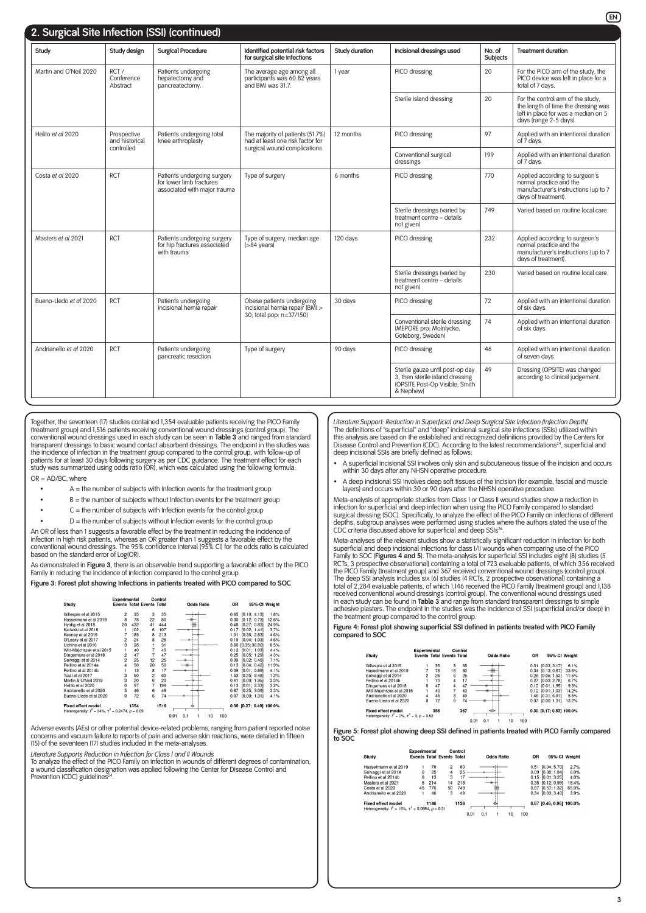## 2. Surgical Site Infection (SSI) (continued)

| Study | Study design | Surgical Procedure | Identified potential risk factors for surgical site infections | Study duration | Incisional dressings used | No. of Subjects | Treatment duration |
|---|---|---|---|---|---|---|---|
| Martin and O'Neil 2020 | RCT / Conference Abstract | Patients undergoing hepatectomy and pancreatectomy. | The average age among all participants was 60.82 years and BMI was 31.7. | 1 year | PICO dressing | 20 | For the PICO arm of the study, the PICO device was left in place for a total of 7 days. |
| | | | | | Sterile island dressing | 20 | For the control arm of the study, the length of time the dressing was left in place was a median on 5 days (range 2-5 days). |
| Helito *et al* 2020 | Prospective and historical controlled | Patients undergoing total knee arthroplasty | The majority of patients (51.7%) had at least one risk factor for surgical wound complications | 12 months | PICO dressing | 97 | Applied with an intentional duration of 7 days. |
| | | | | | Conventional surgical dressings | 199 | Applied with an intentional duration of 7 days. |
| Costa *et al* 2020 | RCT | Patients undergoing surgery for lower limb fractures associated with major trauma | Type of surgery | 6 months | PICO dressing | 770 | Applied according to surgeon's normal practice and the manufacturer's instructions (up to 7 days of treatment). |
| | | | | | Sterile dressings (varied by treatment centre – details not given) | 749 | Varied based on routine local care. |
| Masters *et al* 2021 | RCT | Patients undergoing surgery for hip fractures associated with trauma | Type of surgery, median age (>84 years) | 120 days | PICO dressing | 232 | Applied according to surgeon's normal practice and the manufacturer's instructions (up to 7 days of treatment). |
| | | | | | Sterile dressings (varied by treatment centre – details not given) | 230 | Varied based on routine local care. |
| Bueno-Lledo *et al* 2020 | RCT | Patients undergoing incisional hernia repair | Obese patients undergoing incisional hernia repair (BMI > 30; total pop: n=37/150) | 30 days | PICO dressing | 72 | Applied with an intentional duration of six days. |
| | | | | | Conventional sterile dressing (MEPORE pro; Molnlycke, Goteborg, Sweden) | 74 | Applied with an intentional duration of six days. |
| Andrianello *et al* 2020 | RCT | Patients undergoing pancreatic resection | Type of surgery | 90 days | PICO dressing | 46 | Applied with an intentional duration of seven days |
| | | | | | Sterile gauze until post-op day 3, then sterile island dressing (OPSITE Post-Op Visible; Smith & Nephew) | 49 | Dressing (OPSITE) was changed according to clinical judgement. |

Together, the seventeen (17) studies contained 1,354 evaluable patients receiving the PICO Family (treatment group) and 1,516 patients receiving conventional wound dressings (control group). The conventional wound dressings used in each study can be seen in **Table 3** and ranged from standard transparent dressings to basic wound contact absorbent dressings. The endpoint in the studies was the incidence of infection in the treatment group compared to the control group, with follow-up of patients for at least 30 days following surgery as per CDC guidance. The treatment effect for each study was summarized using odds ratio (OR), which was calculated using the following formula:

OR = AD/BC, where

- A = the number of subjects with Infection events for the treatment group
- B = the number of subjects without Infection events for the treatment group
- C = the number of subjects with Infection events for the control group
- D = the number of subjects without Infection events for the control group

An OR of less than 1 suggests a favorable effect by the treatment in reducing the incidence of infection in high risk patients, whereas an OR greater than 1 suggests a favorable effect by the conventional wound dressings. The 95% confidence interval (95% CI) for the odds ratio is calculated based on the standard error of Log(OR).

As demonstrated in **Figure 3**, there is an observable trend supporting a favorable effect by the PICO Family in reducing the incidence of infection compared to the control group.

**Figure 3: Forest plot showing Infections in patients treated with PICO compared to SOC**

| Study | Experimental Events | Experimental Total | Control Events | Control Total | OR | 95%-CI | Weight |
|---|---|---|---|---|---|---|---|
| Gillespie et al 2015 | 2 | 35 | 3 | 35 | 0.65 | [0.10; 4.13] | 1.8% |
| Hasselmann et al 2019 | 8 | 78 | 22 | 80 | 0.30 | [0.12; 0.73] | 12.6% |
| Hyldig et al 2018 | 20 | 432 | 41 | 444 | 0.48 | [0.27; 0.83] | 24.9% |
| Karlakki et al 2016 | 1 | 102 | 6 | 107 | 0.17 | [0.02; 1.41] | 3.7% |
| Keeney et al 2019 | 7 | 185 | 8 | 213 | 1.01 | [0.36; 2.83] | 4.6% |
| O'Leary et al 2017 | 2 | 24 | 8 | 25 | 0.19 | [0.04; 1.03] | 4.6% |
| Uchino et al 2016 | 3 | 28 | 1 | 31 | 3.60 | [0.35; 36.80] | 0.5% |
| Witt-Majchrzak et al 2015 | 1 | 40 | 7 | 40 | 0.12 | [0.01; 1.03] | 4.4% |
| Dingemans et al 2018 | 2 | 47 | 7 | 47 | 0.25 | [0.05; 1.29] | 4.3% |
| Selvaggi et al 2014 | 2 | 25 | 12 | 25 | 0.09 | [0.02; 0.49] | 7.1% |
| Pellino et al 2014a | 4 | 50 | 20 | 50 | 0.13 | [0.04; 0.42] | 11.9% |
| Pellino et al 2014b | 1 | 13 | 8 | 17 | 0.09 | [0.01; 0.89] | 4.1% |
| Tuuli et al 2017 | 3 | 60 | 2 | 60 | 1.53 | [0.25; 9.48] | 1.2% |
| Martin & O'Neil 2019 | 3 | 20 | 6 | 20 | 0.41 | [0.09; 1.95] | 3.3% |
| Helito et al 2020 | 0 | 97 | 7 | 199 | 0.13 | [0.01; 2.33] | 3.2% |
| Andrianello et al 2020 | 5 | 46 | 6 | 49 | 0.87 | [0.25; 3.09] | 3.3% |
| Bueno-Lledo et al 2020 | 0 | 72 | 6 | 74 | 0.07 | [0.00; 1.31] | 4.1% |
| **Fixed effect model** | | 1354 | | 1516 | 0.36 | [0.27; 0.49] | 100.0% |

Heterogeneity: $I^2 = 34\%$, $\tau^2 = 0.2474$, $p = 0.09$

Adverse events (AEs) or other potential device-related problems, ranging from patient reported noise concerns and vacuum failure to reports of pain and adverse skin reactions, were detailed in fifteen (15) of the seventeen (17) studies included in the meta-analyses.

*Literature Supports Reduction in Infection for Class I and II Wounds*

To analyze the effect of the PICO Family on infection in wounds of different degrees of contamination, a wound classification designation was applied following the Center for Disease Control and Prevention (CDC) guidelines[24].

*Literature Support: Reduction in Superficial and Deep Surgical Site Infection (Infection Depth)*

The definitions of "superficial" and "deep" incisional surgical site infections (SSIs) utilized within this analysis are based on the established and recognized definitions provided by the Centers for Disease Control and Prevention (CDC). According to the latest recommendations[24], superficial and deep incisional SSIs are briefly defined as follows:

- A superficial incisional SSI involves only skin and subcutaneous tissue of the incision and occurs within 30 days after any NHSN operative procedure.
- A deep incisional SSI involves deep soft tissues of the incision (for example, fascial and muscle layers) and occurs within 30 or 90 days after the NHSN operative procedure.

Meta-analysis of appropriate studies from Class I or Class II wound studies show a reduction in infection for superficial and deep infection when using the PICO Family compared to standard surgical dressing (SOC). Specifically, to analyze the effect of the PICO Family on infections of different depths, subgroup analyses were performed using studies where the authors stated the use of the CDC criteria discussed above for superficial and deep SSIs[26].

Meta-analyses of the relevant studies show a statistically significant reduction in infection for both superficial and deep incisional infections for class I/II wounds when comparing use of the PICO Family to SOC (**Figures 4 and 5**). The meta-analysis for superficial SSI includes eight (8) studies (5 RCTs, 3 prospective observational) containing a total of 723 evaluable patients, of which 356 received the PICO Family (treatment group) and 367 received conventional wound dressings (control group). The deep SSI analysis includes six (6) studies (4 RCTs, 2 prospective observational) containing a total of 2,284 evaluable patients, of which 1,146 received the PICO Family (treatment group) and 1,138 received conventional wound dressings (control group). The conventional wound dressings used in each study can be found in **Table 3** and range from standard transparent dressings to simple adhesive plasters. The endpoint in the studies was the incidence of SSI (superficial and/or deep) in the treatment group compared to the control group.

**Figure 4: Forest plot showing superficial SSI defined in patients treated with PICO Family compared to SOC**

| Study | Experimental Events | Experimental Total | Control Events | Control Total | OR | 95%-CI | Weight |
|---|---|---|---|---|---|---|---|
| Gillespie et al 2015 | 1 | 35 | 3 | 35 | 0.31 | [0.03; 3.17] | 6.1% |
| Hasselmann et al 2019 | 7 | 78 | 18 | 80 | 0.34 | [0.13; 0.87] | 33.6% |
| Selvaggi et al 2014 | 2 | 25 | 6 | 25 | 0.28 | [0.05; 1.53] | 11.5% |
| Pellino et al 2014b | 1 | 13 | 4 | 17 | 0.27 | [0.03; 2.78] | 6.7% |
| Dingemans et al 2018 | 0 | 47 | 4 | 47 | 0.10 | [0.01; 1.95] | 9.3% |
| Witt-Majchrzak et al 2015 | 1 | 40 | 7 | 40 | 0.12 | [0.01; 1.03] | 14.2% |
| Andrianello et al 2020 | 4 | 46 | 3 | 49 | 1.46 | [0.31; 6.91] | 5.5% |
| Bueno-Lledo et al 2020 | 0 | 72 | 6 | 74 | 0.07 | [0.00; 1.31] | 13.2% |
| **Fixed effect model** | | 356 | | 367 | 0.30 | [0.17; 0.53] | 100.0% |

Heterogeneity: $I^2 = 0\%$, $\tau^2 = 0$, $p = 0.52$

**Figure 5: Forest plot showing deep SSI defined in patients treated with PICO Family compared to SOC**

| Study | Experimental Events | Experimental Total | Control Events | Control Total | OR | 95%-CI | Weight |
|---|---|---|---|---|---|---|---|
| Hasselmann et al 2019 | 1 | 78 | 2 | 80 | 0.51 | [0.04; 5.70] | 2.7% |
| Selvaggi et al 2014 | 0 | 25 | 4 | 25 | 0.09 | [0.00; 1.84] | 6.0% |
| Pellino et al 2014b | 0 | 13 | 3 | 17 | 0.15 | [0.01; 3.25] | 4.0% |
| Masters et al 2021 | 5 | 214 | 14 | 218 | 0.35 | [0.12; 0.99] | 18.4% |
| Costa et al 2020 | 45 | 770 | 50 | 749 | 0.87 | [0.57; 1.32] | 65.0% |
| Andrianello et al 2020 | 1 | 46 | 3 | 49 | 0.34 | [0.03; 3.40] | 3.9% |
| **Fixed effect model** | | 1146 | | 1138 | 0.67 | [0.46; 0.96] | 100.0% |

Heterogeneity: $I^2 = 18\%$, $\tau^2 = 0.0984$, $p = 0.31$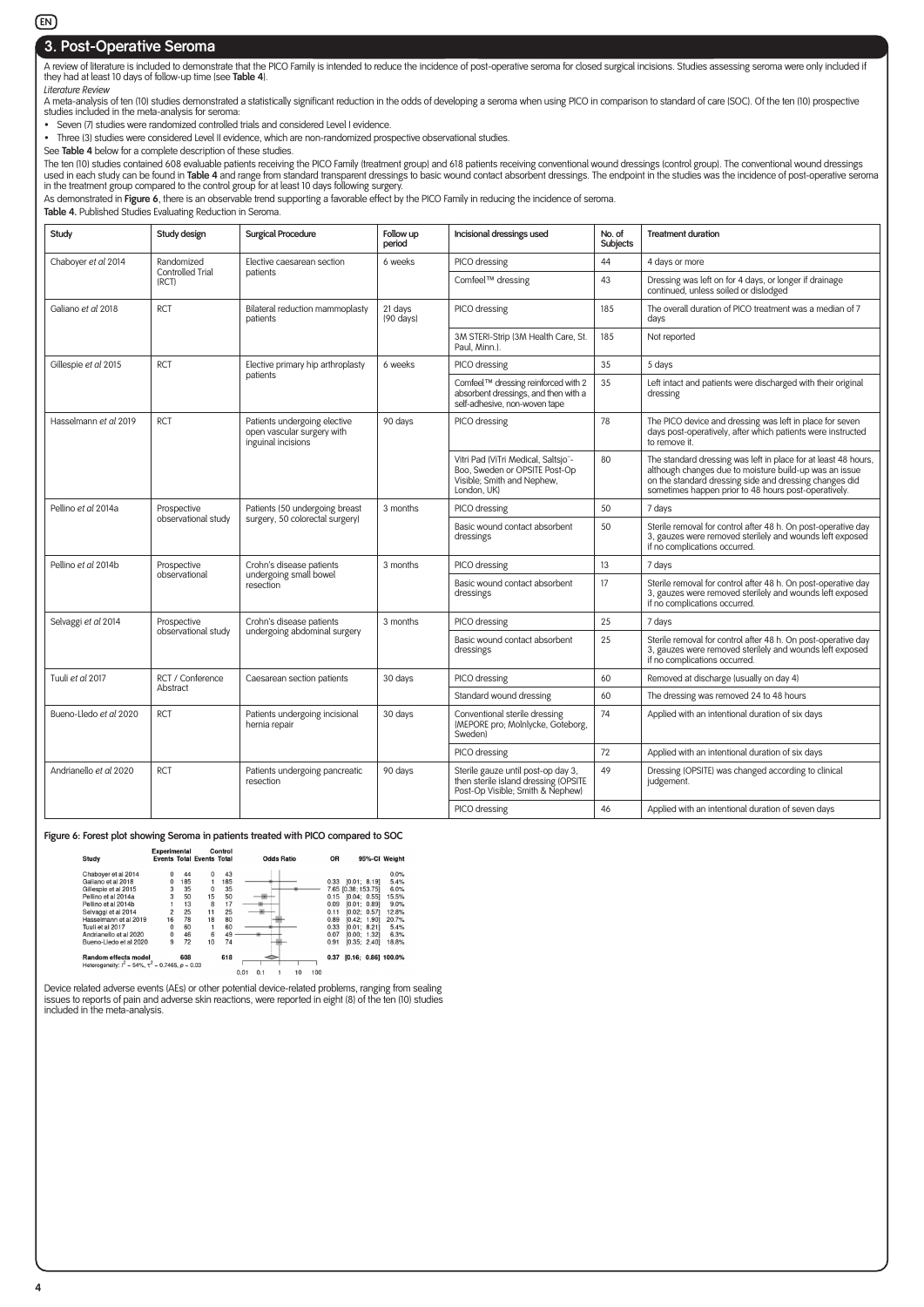## 3. Post-Operative Seroma

A review of literature is included to demonstrate that the PICO Family is intended to reduce the incidence of post-operative seroma for closed surgical incisions. Studies assessing seroma were only included if they had at least 10 days of follow-up time (see **Table 4**).

*Literature Review*

A meta-analysis of ten (10) studies demonstrated a statistically significant reduction in the odds of developing a seroma when using PICO in comparison to standard of care (SOC). Of the ten (10) prospective studies included in the meta-analysis for seroma:

- Seven (7) studies were randomized controlled trials and considered Level I evidence.
- Three (3) studies were considered Level II evidence, which are non-randomized prospective observational studies.

See **Table 4** below for a complete description of these studies.

The ten (10) studies contained 608 evaluable patients receiving the PICO Family (treatment group) and 618 patients receiving conventional wound dressings (control group). The conventional wound dressings used in each study can be found in **Table 4** and range from standard transparent dressings to basic wound contact absorbent dressings. The endpoint in the studies was the incidence of post-operative seroma in the treatment group compared to the control group for at least 10 days following surgery.

As demonstrated in **Figure 6**, there is an observable trend supporting a favorable effect by the PICO Family in reducing the incidence of seroma.

**Table 4.** Published Studies Evaluating Reduction in Seroma.

| Study | Study design | Surgical Procedure | Follow up period | Incisional dressings used | No. of Subjects | Treatment duration |
|---|---|---|---|---|---|---|
| Chaboyer *et al* 2014 | Randomized Controlled Trial (RCT) | Elective caesarean section patients | 6 weeks | PICO dressing | 44 | 4 days or more |
| | | | | Comfeel™ dressing | 43 | Dressing was left on for 4 days, or longer if drainage continued, unless soiled or dislodged |
| Galiano *et al* 2018 | RCT | Bilateral reduction mammoplasty patients | 21 days (90 days) | PICO dressing | 185 | The overall duration of PICO treatment was a median of 7 days |
| | | | | 3M STERI-Strip (3M Health Care, St. Paul, Minn.). | 185 | Not reported |
| Gillespie *et al* 2015 | RCT | Elective primary hip arthroplasty patients | 6 weeks | PICO dressing | 35 | 5 days |
| | | | | Comfeel™ dressing reinforced with 2 absorbent dressings, and then with a self-adhesive, non-woven tape | 35 | Left intact and patients were discharged with their original dressing |
| Hasselmann *et al* 2019 | RCT | Patients undergoing elective open vascular surgery with inguinal incisions | 90 days | PICO dressing | 78 | The PICO device and dressing was left in place for seven days post-operatively, after which patients were instructed to remove it. |
| | | | | Vitri Pad (ViTri Medical, Saltsjo¨-Boo, Sweden or OPSITE Post-Op Visible; Smith and Nephew, London, UK) | 80 | The standard dressing was left in place for at least 48 hours, although changes due to moisture build-up was an issue on the standard dressing side and dressing changes did sometimes happen prior to 48 hours post-operatively. |
| Pellino *et al* 2014a | Prospective observational study | Patients (50 undergoing breast surgery, 50 colorectal surgery) | 3 months | PICO dressing | 50 | 7 days |
| | | | | Basic wound contact absorbent dressings | 50 | Sterile removal for control after 48 h. On post-operative day 3, gauzes were removed sterilely and wounds left exposed if no complications occurred. |
| Pellino *et al* 2014b | Prospective observational | Crohn's disease patients undergoing small bowel resection | 3 months | PICO dressing | 13 | 7 days |
| | | | | Basic wound contact absorbent dressings | 17 | Sterile removal for control after 48 h. On post-operative day 3, gauzes were removed sterilely and wounds left exposed if no complications occurred. |
| Selvaggi *et al* 2014 | Prospective observational study | Crohn's disease patients undergoing abdominal surgery | 3 months | PICO dressing | 25 | 7 days |
| | | | | Basic wound contact absorbent dressings | 25 | Sterile removal for control after 48 h. On post-operative day 3, gauzes were removed sterilely and wounds left exposed if no complications occurred. |
| Tuuli *et al* 2017 | RCT / Conference Abstract | Caesarean section patients | 30 days | PICO dressing | 60 | Removed at discharge (usually on day 4) |
| | | | | Standard wound dressing | 60 | The dressing was removed 24 to 48 hours |
| Bueno-Lledo *et al* 2020 | RCT | Patients undergoing incisional hernia repair | 30 days | Conventional sterile dressing (MEPORE pro; Molnlycke, Goteborg, Sweden) | 74 | Applied with an intentional duration of six days |
| | | | | PICO dressing | 72 | Applied with an intentional duration of six days |
| Andrianello *et al* 2020 | RCT | Patients undergoing pancreatic resection | 90 days | Sterile gauze until post-op day 3, then sterile island dressing (OPSITE Post-Op Visible; Smith & Nephew) | 49 | Dressing (OPSITE) was changed according to clinical judgement. |
| | | | | PICO dressing | 46 | Applied with an intentional duration of seven days |

**Figure 6: Forest plot showing Seroma in patients treated with PICO compared to SOC**

| Study | Experimental Events | Experimental Total | Control Events | Control Total | OR | 95%-CI | Weight |
|---|---|---|---|---|---|---|---|
| Chaboyer et al 2014 | 0 | 44 | 0 | 43 | | | 0.0% |
| Galiano et al 2018 | 0 | 185 | 1 | 185 | 0.33 | [0.01; 8.19] | 5.4% |
| Gillespie et al 2015 | 3 | 35 | 0 | 35 | 7.65 | [0.38; 153.75] | 6.0% |
| Pellino et al 2014a | 3 | 50 | 15 | 50 | 0.15 | [0.04; 0.55] | 15.5% |
| Pellino et al 2014b | 1 | 13 | 8 | 17 | 0.09 | [0.01; 0.89] | 9.0% |
| Selvaggi et al 2014 | 2 | 25 | 11 | 25 | 0.11 | [0.02; 0.57] | 12.8% |
| Hasselmann et al 2019 | 16 | 78 | 18 | 80 | 0.89 | [0.42; 1.90] | 20.7% |
| Tuuli et al 2017 | 0 | 60 | 1 | 60 | 0.33 | [0.01; 8.21] | 5.4% |
| Andrianello et al 2020 | 0 | 46 | 6 | 49 | 0.07 | [0.00; 1.32] | 6.3% |
| Bueno-Lledo et al 2020 | 9 | 72 | 10 | 74 | 0.91 | [0.35; 2.40] | 18.8% |
| **Random effects model** | | **608** | | **618** | **0.37** | **[0.16; 0.86]** | **100.0%** |

Heterogeneity: $I^2 = 54\%$, $\tau^2 = 0.7465$, $p = 0.03$

Device related adverse events (AEs) or other potential device-related problems, ranging from sealing issues to reports of pain and adverse skin reactions, were reported in eight (8) of the ten (10) studies included in the meta-analysis.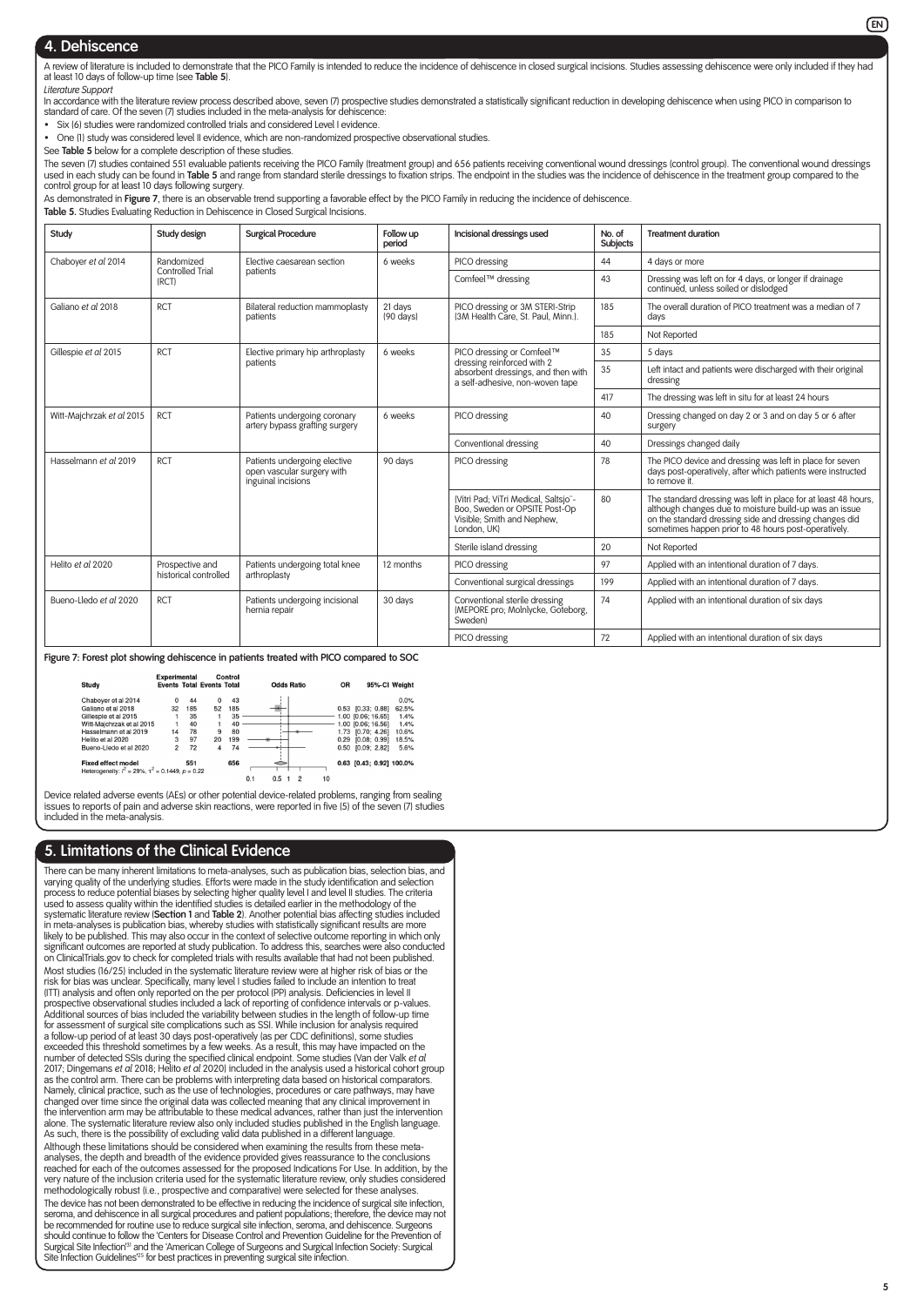## 4. Dehiscence

A review of literature is included to demonstrate that the PICO Family is intended to reduce the incidence of dehiscence in closed surgical incisions. Studies assessing dehiscence were only included if they had at least 10 days of follow-up time (see **Table 5**).

*Literature Support*

In accordance with the literature review process described above, seven (7) prospective studies demonstrated a statistically significant reduction in developing dehiscence when using PICO in comparison to standard of care. Of the seven (7) studies included in the meta-analysis for dehiscence:

- Six (6) studies were randomized controlled trials and considered Level I evidence.
- One (1) study was considered level II evidence, which are non-randomized prospective observational studies.

See **Table 5** below for a complete description of these studies.

The seven (7) studies contained 551 evaluable patients receiving the PICO Family (treatment group) and 656 patients receiving conventional wound dressings (control group). The conventional wound dressings used in each study can be found in **Table 5** and range from standard sterile dressings to fixation strips. The endpoint in the studies was the incidence of dehiscence in the treatment group compared to the control group for at least 10 days following surgery.

As demonstrated in **Figure 7**, there is an observable trend supporting a favorable effect by the PICO Family in reducing the incidence of dehiscence.

**Table 5.** Studies Evaluating Reduction in Dehiscence in Closed Surgical Incisions.

| Study | Study design | Surgical Procedure | Follow up period | Incisional dressings used | No. of Subjects | Treatment duration |
|---|---|---|---|---|---|---|
| Chaboyer *et al* 2014 | Randomized Controlled Trial (RCT) | Elective caesarean section patients | 6 weeks | PICO dressing | 44 | 4 days or more |
| | | | | Comfeel™ dressing | 43 | Dressing was left on for 4 days, or longer if drainage continued, unless soiled or dislodged |
| Galiano *et al* 2018 | RCT | Bilateral reduction mammoplasty patients | 21 days (90 days) | PICO dressing or 3M STERI-Strip (3M Health Care, St. Paul, Minn.). | 185 | The overall duration of PICO treatment was a median of 7 days |
| | | | | | 185 | Not Reported |
| Gillespie *et al* 2015 | RCT | Elective primary hip arthroplasty patients | 6 weeks | PICO dressing or Comfeel™ dressing reinforced with 2 absorbent dressings, and then with a self-adhesive, non-woven tape | 35 | 5 days |
| | | | | | 35 | Left intact and patients were discharged with their original dressing |
| | | | | | 417 | The dressing was left in situ for at least 24 hours |
| Witt-Majchrzak *et al* 2015 | RCT | Patients undergoing coronary artery bypass grafting surgery | 6 weeks | PICO dressing | 40 | Dressing changed on day 2 or 3 and on day 5 or 6 after surgery |
| | | | | Conventional dressing | 40 | Dressings changed daily |
| Hasselmann *et al* 2019 | RCT | Patients undergoing elective open vascular surgery with inguinal incisions | 90 days | PICO dressing | 78 | The PICO device and dressing was left in place for seven days post-operatively, after which patients were instructed to remove it. |
| | | | | (Vitri Pad; ViTri Medical, Saltsjo¨-Boo, Sweden or OPSITE Post-Op Visible; Smith and Nephew, London, UK) | 80 | The standard dressing was left in place for at least 48 hours, although changes due to moisture build-up was an issue on the standard dressing side and dressing changes did sometimes happen prior to 48 hours post-operatively. |
| | | | | Sterile island dressing | 20 | Not Reported |
| Helito *et al* 2020 | Prospective and historical controlled | Patients undergoing total knee arthroplasty | 12 months | PICO dressing | 97 | Applied with an intentional duration of 7 days. |
| | | | | Conventional surgical dressings | 199 | Applied with an intentional duration of 7 days. |
| Bueno-Lledo *et al* 2020 | RCT | Patients undergoing incisional hernia repair | 30 days | Conventional sterile dressing (MEPORE pro; Molnlycke, Goteborg, Sweden) | 74 | Applied with an intentional duration of six days |
| | | | | PICO dressing | 72 | Applied with an intentional duration of six days |

**Figure 7:** Forest plot showing dehiscence in patients treated with PICO compared to SOC

| Study | Experimental Events | Experimental Total | Control Events | Control Total | OR | 95%-CI | Weight |
|---|---|---|---|---|---|---|---|
| Chaboyer et al 2014 | 0 | 44 | 0 | 43 | | | 0.0% |
| Galiano et al 2018 | 32 | 185 | 52 | 185 | 0.53 | [0.33; 0.88] | 62.5% |
| Gillespie et al 2015 | 1 | 35 | 1 | 35 | 1.00 | [0.06; 16.65] | 1.4% |
| Witt-Majchrzak et al 2015 | 1 | 40 | 1 | 40 | 1.00 | [0.06; 16.56] | 1.4% |
| Hasselmann et al 2019 | 14 | 78 | 9 | 80 | 1.73 | [0.70; 4.26] | 10.6% |
| Helito et al 2020 | 3 | 97 | 20 | 199 | 0.29 | [0.08; 0.99] | 18.5% |
| Bueno-Lledo et al 2020 | 2 | 72 | 4 | 74 | 0.50 | [0.09; 2.82] | 5.6% |
| **Fixed effect model** | | 551 | | 656 | 0.63 | [0.43; 0.92] | 100.0% |

Heterogeneity: $I^2 = 29\%$, $\tau^2 = 0.1449$, $p = 0.22$

Device related adverse events (AEs) or other potential device-related problems, ranging from sealing issues to reports of pain and adverse skin reactions, were reported in five (5) of the seven (7) studies included in the meta-analysis.

## 5. Limitations of the Clinical Evidence

There can be many inherent limitations to meta-analyses, such as publication bias, selection bias, and varying quality of the underlying studies. Efforts were made in the study identification and selection process to reduce potential biases by selecting higher quality level I and level II studies. The criteria used to assess quality within the identified studies is detailed earlier in the methodology of the systematic literature review (**Section 1** and **Table 2**). Another potential bias affecting studies included in meta-analyses is publication bias, whereby studies with statistically significant results are more likely to be published. This may also occur in the context of selective outcome reporting in which only significant outcomes are reported at study publication. To address this, searches were also conducted on ClinicalTrials.gov to check for completed trials with results available that had not been published.

Most studies (16/25) included in the systematic literature review were at higher risk of bias or the risk for bias was unclear. Specifically, many level I studies failed to include an intention to treat (ITT) analysis and often only reported on the per protocol (PP) analysis. Deficiencies in level II prospective observational studies included a lack of reporting of confidence intervals or p-values. Additional sources of bias included the variability between studies in the length of follow-up time for assessment of surgical site complications such as SSI. While inclusion for analysis required a follow-up period of at least 30 days post-operatively (as per CDC definitions), some studies exceeded this threshold sometimes by a few weeks. As a result, this may have impacted on the number of detected SSIs during the specified clinical endpoint. Some studies (Van der Valk *et al* 2017; Dingemans *et al* 2018; Helito *et al* 2020) included in the analysis used a historical cohort group as the control arm. There can be problems with interpreting data based on historical comparators. Namely, clinical practice, such as the use of technologies, procedures or care pathways, may have changed over time since the original data was collected meaning that any clinical improvement in the intervention arm may be attributable to these medical advances, rather than just the intervention alone. The systematic literature review also only included studies published in the English language. As such, there is the possibility of excluding valid data published in a different language.

Although these limitations should be considered when examining the results from these meta-analyses, the depth and breadth of the evidence provided gives reassurance to the conclusions reached for each of the outcomes assessed for the proposed Indications For Use. In addition, by the very nature of the inclusion criteria used for the systematic literature review, only studies considered methodologically robust (i.e., prospective and comparative) were selected for these analyses.

The device has not been demonstrated to be effective in reducing the incidence of surgical site infection, seroma, and dehiscence in all surgical procedures and patient populations; therefore, the device may not be recommended for routine use to reduce surgical site infection, seroma, and dehiscence. Surgeons should continue to follow the 'Centers for Disease Control and Prevention Guideline for the Prevention of Surgical Site Infection'[51] and the 'American College of Surgeons and Surgical Infection Society: Surgical Site Infection Guidelines'[25] for best practices in preventing surgical site infection.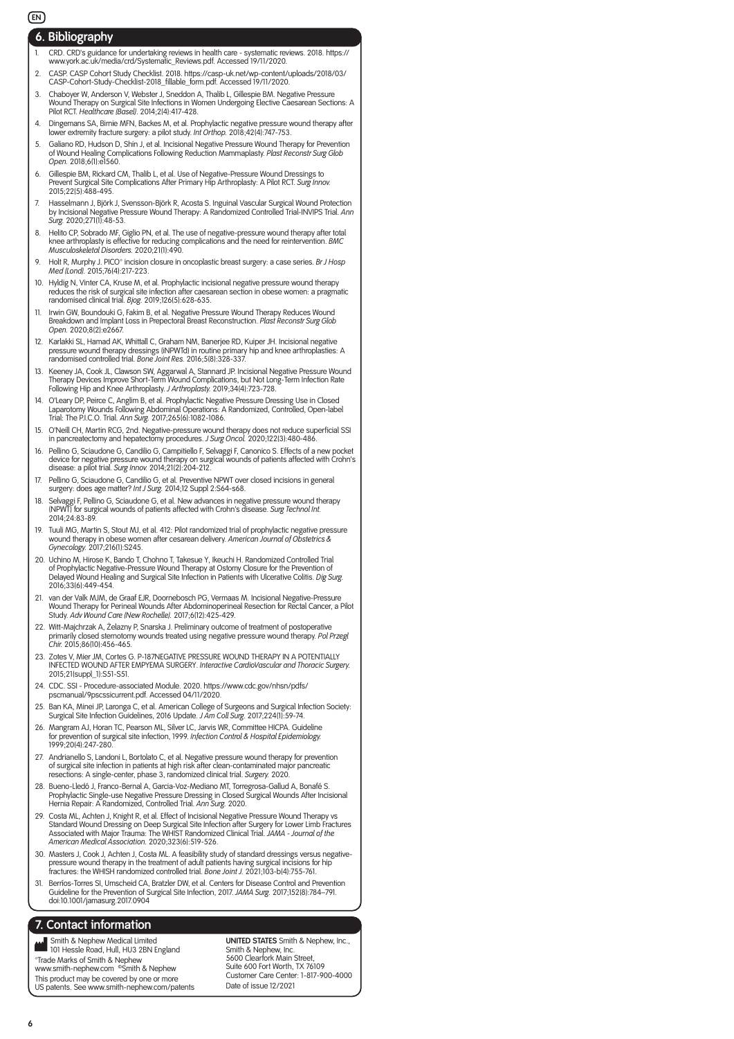EN

## 6. Bibliography

1. CRD. CRD's guidance for undertaking reviews in health care - systematic reviews. 2018. https://www.york.ac.uk/media/crd/Systematic_Reviews.pdf. Accessed 19/11/2020.
2. CASP. CASP Cohort Study Checklist. 2018. https://casp-uk.net/wp-content/uploads/2018/03/CASP-Cohort-Study-Checklist-2018_fillable_form.pdf. Accessed 19/11/2020.
3. Chaboyer W, Anderson V, Webster J, Sneddon A, Thalib L, Gillespie BM. Negative Pressure Wound Therapy on Surgical Site Infections in Women Undergoing Elective Caesarean Sections: A Pilot RCT. *Healthcare (Basel)*. 2014;2(4):417-428.
4. Dingemans SA, Birnie MFN, Backes M, et al. Prophylactic negative pressure wound therapy after lower extremity fracture surgery: a pilot study. *Int Orthop.* 2018;42(4):747-753.
5. Galiano RD, Hudson D, Shin J, et al. Incisional Negative Pressure Wound Therapy for Prevention of Wound Healing Complications Following Reduction Mammaplasty. *Plast Reconstr Surg Glob Open.* 2018;6(1):e1560.
6. Gillespie BM, Rickard CM, Thalib L, et al. Use of Negative-Pressure Wound Dressings to Prevent Surgical Site Complications After Primary Hip Arthroplasty: A Pilot RCT. *Surg Innov.* 2015;22(5):488-495.
7. Hasselmann J, Björk J, Svensson-Björk R, Acosta S. Inguinal Vascular Surgical Wound Protection by Incisional Negative Pressure Wound Therapy: A Randomized Controlled Trial-INVIPS Trial. *Ann Surg.* 2020;271(1):48-53.
8. Helito CP, Sobrado MF, Giglio PN, et al. The use of negative-pressure wound therapy after total knee arthroplasty is effective for reducing complications and the need for reintervention. *BMC Musculoskeletal Disorders.* 2020;21(1):490.
9. Holt R, Murphy J. PICO° incision closure in oncoplastic breast surgery: a case series. *Br J Hosp Med (Lond).* 2015;76(4):217-223.
10. Hyldig N, Vinter CA, Kruse M, et al. Prophylactic incisional negative pressure wound therapy reduces the risk of surgical site infection after caesarean section in obese women: a pragmatic randomised clinical trial. *Bjog.* 2019;126(5):628-635.
11. Irwin GW, Boundouki G, Fakim B, et al. Negative Pressure Wound Therapy Reduces Wound Breakdown and Implant Loss in Prepectoral Breast Reconstruction. *Plast Reconstr Surg Glob Open.* 2020;8(2):e2667.
12. Karlakki SL, Hamad AK, Whittall C, Graham NM, Banerjee RD, Kuiper JH. Incisional negative pressure wound therapy dressings (iNPWTd) in routine primary hip and knee arthroplasties: A randomised controlled trial. *Bone Joint Res.* 2016;5(8):328-337.
13. Keeney JA, Cook JL, Clawson SW, Aggarwal A, Stannard JP. Incisional Negative Pressure Wound Therapy Devices Improve Short-Term Wound Complications, but Not Long-Term Infection Rate Following Hip and Knee Arthroplasty. *J Arthroplasty.* 2019;34(4):723-728.
14. O'Leary DP, Peirce C, Anglim B, et al. Prophylactic Negative Pressure Dressing Use in Closed Laparotomy Wounds Following Abdominal Operations: A Randomized, Controlled, Open-label Trial: The P.I.C.O. Trial. *Ann Surg.* 2017;265(6):1082-1086.
15. O'Neill CH, Martin RCG, 2nd. Negative-pressure wound therapy does not reduce superficial SSI in pancreatectomy and hepatectomy procedures. *J Surg Oncol.* 2020;122(3):480-486.
16. Pellino G, Sciaudone G, Candilio G, Campitiello F, Selvaggi F, Canonico S. Effects of a new pocket device for negative pressure wound therapy on surgical wounds of patients affected with Crohn's disease: a pilot trial. *Surg Innov.* 2014;21(2):204-212.
17. Pellino G, Sciaudone G, Candilio G, et al. Preventive NPWT over closed incisions in general surgery: does age matter? *Int J Surg.* 2014;12 Suppl 2:S64-s68.
18. Selvaggi F, Pellino G, Sciaudone G, et al. New advances in negative pressure wound therapy (NPWT) for surgical wounds of patients affected with Crohn's disease. *Surg Technol Int.* 2014;24:83-89.
19. Tuuli MG, Martin S, Stout MJ, et al. 412: Pilot randomized trial of prophylactic negative pressure wound therapy in obese women after cesarean delivery. *American Journal of Obstetrics & Gynecology.* 2017;216(1):S245.
20. Uchino M, Hirose K, Bando T, Chohno T, Takesue Y, Ikeuchi H. Randomized Controlled Trial of Prophylactic Negative-Pressure Wound Therapy at Ostomy Closure for the Prevention of Delayed Wound Healing and Surgical Site Infection in Patients with Ulcerative Colitis. *Dig Surg.* 2016;33(6):449-454.
21. van der Valk MJM, de Graaf EJR, Doornebosch PG, Vermaas M. Incisional Negative-Pressure Wound Therapy for Perineal Wounds After Abdominoperineal Resection for Rectal Cancer, a Pilot Study. *Adv Wound Care (New Rochelle).* 2017;6(12):425-429.
22. Witt-Majchrzak A, Żelazny P, Snarska J. Preliminary outcome of treatment of postoperative primarily closed sternotomy wounds treated using negative pressure wound therapy. *Pol Przegl Chir.* 2015;86(10):456-465.
23. Zotes V, Mier JM, Cortes G. P-187NEGATIVE PRESSURE WOUND THERAPY IN A POTENTIALLY INFECTED WOUND AFTER EMPYEMA SURGERY. *Interactive CardioVascular and Thoracic Surgery.* 2015;21(suppl_1):S51-S51.
24. CDC. SSI - Procedure-associated Module. 2020. https://www.cdc.gov/nhsn/pdfs/pscmanual/9pscssicurrent.pdf. Accessed 04/11/2020.
25. Ban KA, Minei JP, Laronga C, et al. American College of Surgeons and Surgical Infection Society: Surgical Site Infection Guidelines, 2016 Update. *J Am Coll Surg.* 2017;224(1):59-74.
26. Mangram AJ, Horan TC, Pearson ML, Silver LC, Jarvis WR, Committee HICPA. Guideline for prevention of surgical site infection, 1999. *Infection Control & Hospital Epidemiology.* 1999;20(4):247-280.
27. Andrianello S, Landoni L, Bortolato C, et al. Negative pressure wound therapy for prevention of surgical site infection in patients at high risk after clean-contaminated major pancreatic resections: A single-center, phase 3, randomized clinical trial. *Surgery.* 2020.
28. Bueno-Lledó J, Franco-Bernal A, Garcia-Voz-Mediano MT, Torregrosa-Gallud A, Bonafé S. Prophylactic Single-use Negative Pressure Dressing in Closed Surgical Wounds After Incisional Hernia Repair: A Randomized, Controlled Trial. *Ann Surg.* 2020.
29. Costa ML, Achten J, Knight R, et al. Effect of Incisional Negative Pressure Wound Therapy vs Standard Wound Dressing on Deep Surgical Site Infection after Surgery for Lower Limb Fractures Associated with Major Trauma: The WHIST Randomized Clinical Trial. *JAMA - Journal of the American Medical Association.* 2020;323(6):519-526.
30. Masters J, Cook J, Achten J, Costa ML. A feasibility study of standard dressings versus negative-pressure wound therapy in the treatment of adult patients having surgical incisions for hip fractures: the WHISH randomized controlled trial. *Bone Joint J.* 2021;103-b(4):755-761.
31. Berríos-Torres SI, Umscheid CA, Bratzler DW, et al. Centers for Disease Control and Prevention Guideline for the Prevention of Surgical Site Infection, 2017. *JAMA Surg.* 2017;152(8):784–791. doi:10.1001/jamasurg.2017.0904

## 7. Contact information

Smith & Nephew Medical Limited
101 Hessle Road, Hull, HU3 2BN England

°Trade Marks of Smith & Nephew
www.smith-nephew.com ©Smith & Nephew

This product may be covered by one or more US patents. See www.smith-nephew.com/patents

**UNITED STATES** Smith & Nephew, Inc.,
Smith & Nephew, Inc.
5600 Clearfork Main Street,
Suite 600 Fort Worth, TX 76109
Customer Care Center: 1-817-900-4000

Date of issue 12/2021